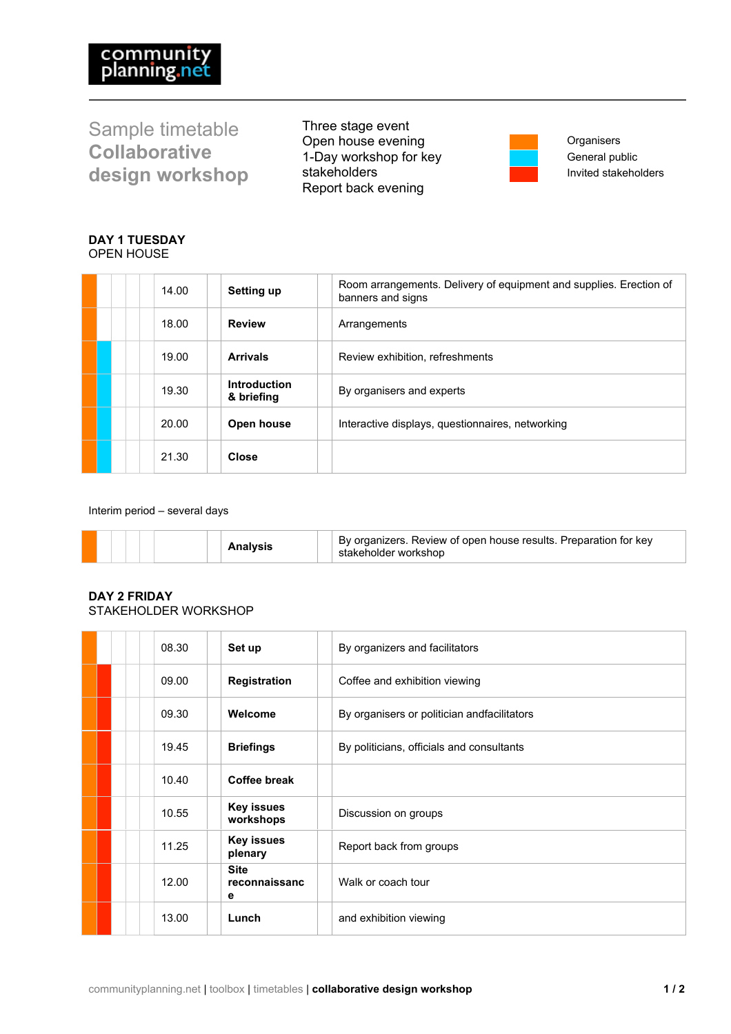community planning.net

# Sample timetable
## Collaborative design workshop

Three stage event
Open house evening
1-Day workshop for key stakeholders
Report back evening

Organisers
General public
Invited stakeholders

### DAY 1 TUESDAY
OPEN HOUSE

| Time | Activity | Details |
|---|---|---|
| 14.00 | **Setting up** | Room arrangements. Delivery of equipment and supplies. Erection of banners and signs |
| 18.00 | **Review** | Arrangements |
| 19.00 | **Arrivals** | Review exhibition, refreshments |
| 19.30 | **Introduction & briefing** | By organisers and experts |
| 20.00 | **Open house** | Interactive displays, questionnaires, networking |
| 21.30 | **Close** | |

Interim period – several days

| Time | Activity | Details |
|---|---|---|
| | **Analysis** | By organizers. Review of open house results. Preparation for key stakeholder workshop |

### DAY 2 FRIDAY
STAKEHOLDER WORKSHOP

| Time | Activity | Details |
|---|---|---|
| 08.30 | **Set up** | By organizers and facilitators |
| 09.00 | **Registration** | Coffee and exhibition viewing |
| 09.30 | **Welcome** | By organisers or politician andfacilitators |
| 19.45 | **Briefings** | By politicians, officials and consultants |
| 10.40 | **Coffee break** | |
| 10.55 | **Key issues workshops** | Discussion on groups |
| 11.25 | **Key issues plenary** | Report back from groups |
| 12.00 | **Site reconnaissance** | Walk or coach tour |
| 13.00 | **Lunch** | and exhibition viewing |

communityplanning.net | toolbox | timetables | **collaborative design workshop**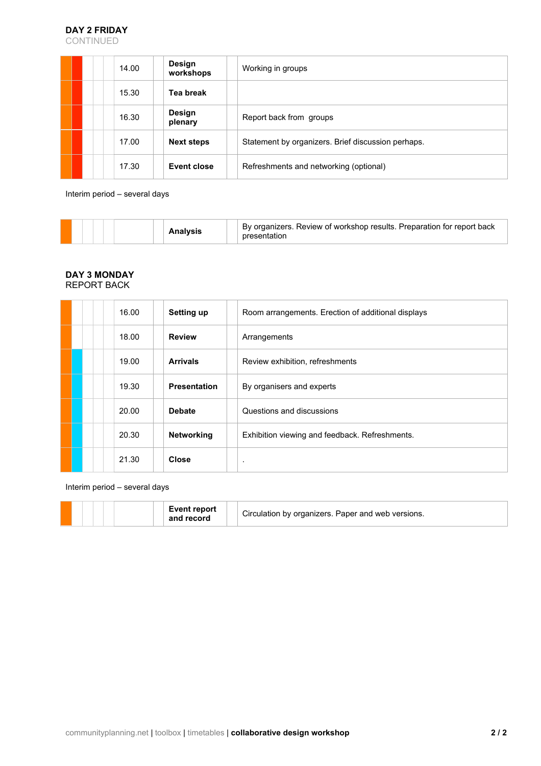**DAY 2 FRIDAY**
CONTINUED

| | | | |
|---|---|---|---|
| 14.00 | **Design workshops** | | Working in groups |
| 15.30 | **Tea break** | | |
| 16.30 | **Design plenary** | | Report back from groups |
| 17.00 | **Next steps** | | Statement by organizers. Brief discussion perhaps. |
| 17.30 | **Event close** | | Refreshments and networking (optional) |

Interim period – several days

| | | | |
|---|---|---|---|
| | **Analysis** | | By organizers. Review of workshop results. Preparation for report back presentation |

**DAY 3 MONDAY**
REPORT BACK

| | | | |
|---|---|---|---|
| 16.00 | **Setting up** | | Room arrangements. Erection of additional displays |
| 18.00 | **Review** | | Arrangements |
| 19.00 | **Arrivals** | | Review exhibition, refreshments |
| 19.30 | **Presentation** | | By organisers and experts |
| 20.00 | **Debate** | | Questions and discussions |
| 20.30 | **Networking** | | Exhibition viewing and feedback. Refreshments. |
| 21.30 | **Close** | | . |

Interim period – several days

| | | | |
|---|---|---|---|
| | **Event report and record** | | Circulation by organizers. Paper and web versions. |